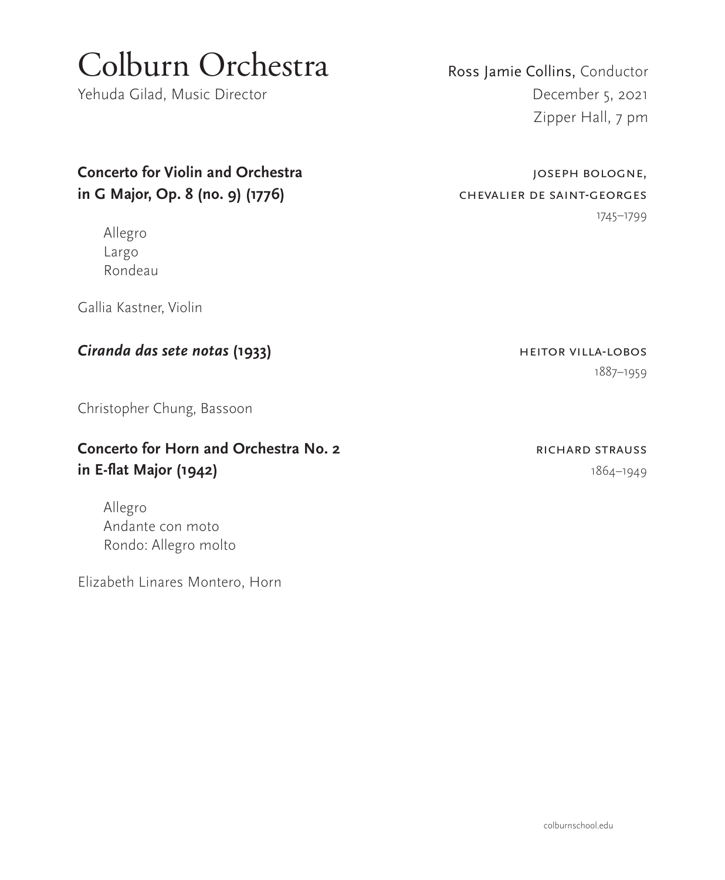# Colburn Orchestra

Yehuda Gilad, Music Director

Ross Jamie Collins, Conductor
December 5, 2021
Zipper Hall, 7 pm

**Concerto for Violin and Orchestra in G Major, Op. 8 (no. 9) (1776)**

JOSEPH BOLOGNE, CHEVALIER DE SAINT-GEORGES
1745–1799

Allegro
Largo
Rondeau

Gallia Kastner, Violin

***Ciranda das sete notas*** **(1933)**

HEITOR VILLA-LOBOS
1887–1959

Christopher Chung, Bassoon

**Concerto for Horn and Orchestra No. 2 in E-flat Major (1942)**

RICHARD STRAUSS
1864–1949

Allegro
Andante con moto
Rondo: Allegro molto

Elizabeth Linares Montero, Horn

colburnschool.edu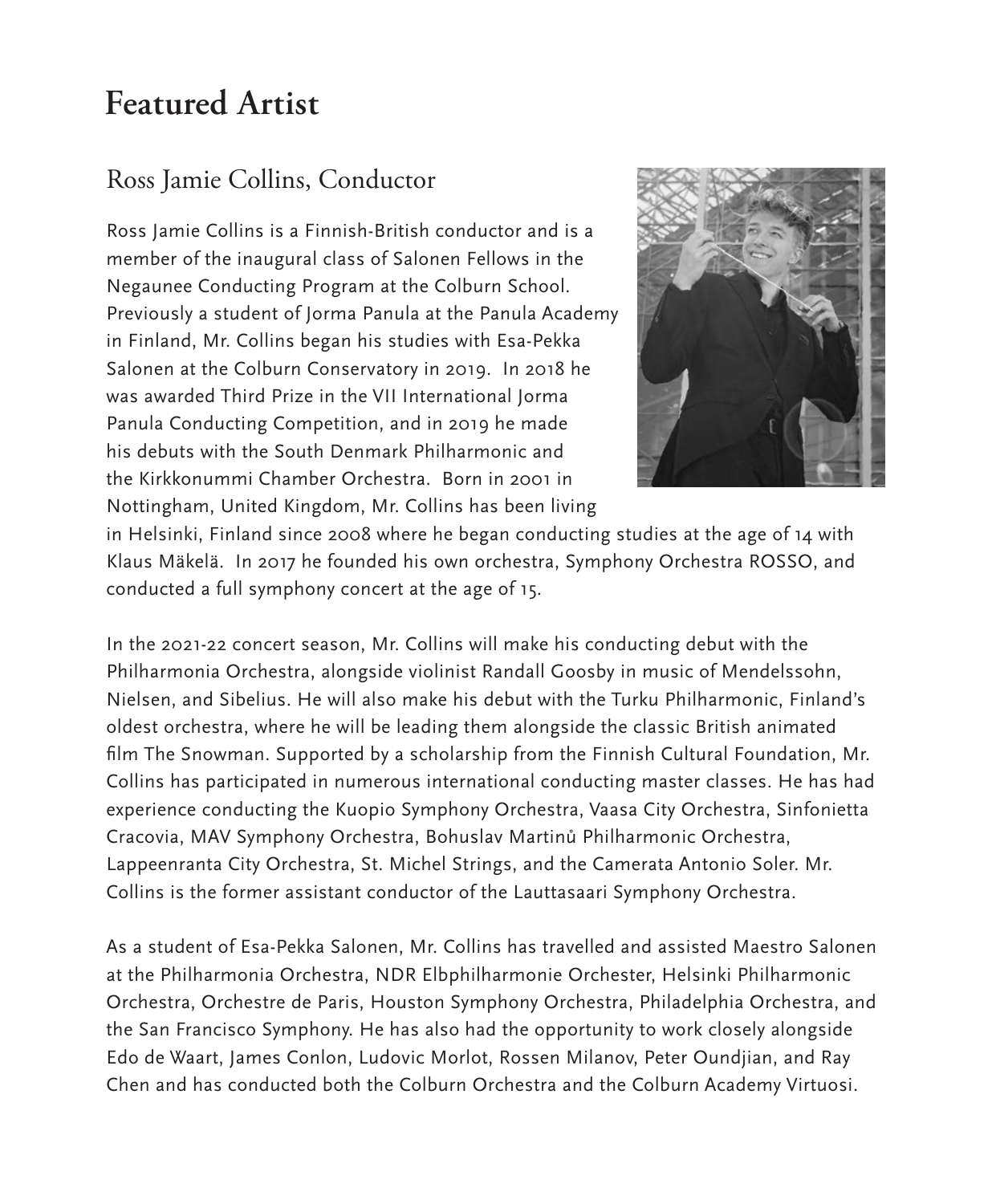# Featured Artist

## Ross Jamie Collins, Conductor

Ross Jamie Collins is a Finnish-British conductor and is a member of the inaugural class of Salonen Fellows in the Negaunee Conducting Program at the Colburn School. Previously a student of Jorma Panula at the Panula Academy in Finland, Mr. Collins began his studies with Esa-Pekka Salonen at the Colburn Conservatory in 2019. In 2018 he was awarded Third Prize in the VII International Jorma Panula Conducting Competition, and in 2019 he made his debuts with the South Denmark Philharmonic and the Kirkkonummi Chamber Orchestra. Born in 2001 in Nottingham, United Kingdom, Mr. Collins has been living in Helsinki, Finland since 2008 where he began conducting studies at the age of 14 with Klaus Mäkelä. In 2017 he founded his own orchestra, Symphony Orchestra ROSSO, and conducted a full symphony concert at the age of 15.

In the 2021-22 concert season, Mr. Collins will make his conducting debut with the Philharmonia Orchestra, alongside violinist Randall Goosby in music of Mendelssohn, Nielsen, and Sibelius. He will also make his debut with the Turku Philharmonic, Finland's oldest orchestra, where he will be leading them alongside the classic British animated film The Snowman. Supported by a scholarship from the Finnish Cultural Foundation, Mr. Collins has participated in numerous international conducting master classes. He has had experience conducting the Kuopio Symphony Orchestra, Vaasa City Orchestra, Sinfonietta Cracovia, MAV Symphony Orchestra, Bohuslav Martinů Philharmonic Orchestra, Lappeenranta City Orchestra, St. Michel Strings, and the Camerata Antonio Soler. Mr. Collins is the former assistant conductor of the Lauttasaari Symphony Orchestra.

As a student of Esa-Pekka Salonen, Mr. Collins has travelled and assisted Maestro Salonen at the Philharmonia Orchestra, NDR Elbphilharmonie Orchester, Helsinki Philharmonic Orchestra, Orchestre de Paris, Houston Symphony Orchestra, Philadelphia Orchestra, and the San Francisco Symphony. He has also had the opportunity to work closely alongside Edo de Waart, James Conlon, Ludovic Morlot, Rossen Milanov, Peter Oundjian, and Ray Chen and has conducted both the Colburn Orchestra and the Colburn Academy Virtuosi.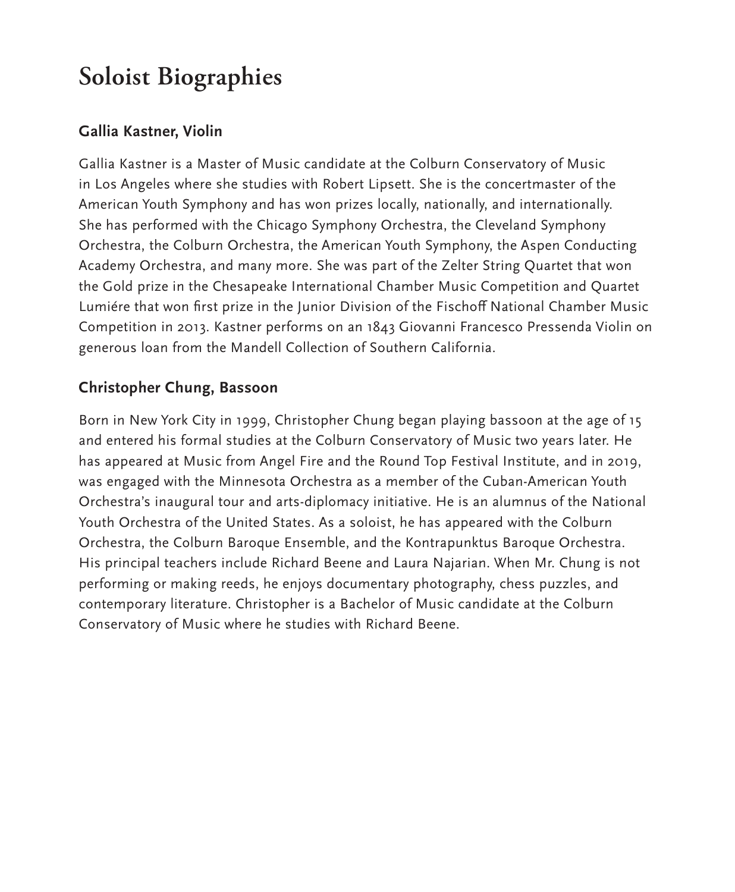# Soloist Biographies

## Gallia Kastner, Violin

Gallia Kastner is a Master of Music candidate at the Colburn Conservatory of Music in Los Angeles where she studies with Robert Lipsett. She is the concertmaster of the American Youth Symphony and has won prizes locally, nationally, and internationally. She has performed with the Chicago Symphony Orchestra, the Cleveland Symphony Orchestra, the Colburn Orchestra, the American Youth Symphony, the Aspen Conducting Academy Orchestra, and many more. She was part of the Zelter String Quartet that won the Gold prize in the Chesapeake International Chamber Music Competition and Quartet Lumiére that won first prize in the Junior Division of the Fischoff National Chamber Music Competition in 2013. Kastner performs on an 1843 Giovanni Francesco Pressenda Violin on generous loan from the Mandell Collection of Southern California.

## Christopher Chung, Bassoon

Born in New York City in 1999, Christopher Chung began playing bassoon at the age of 15 and entered his formal studies at the Colburn Conservatory of Music two years later. He has appeared at Music from Angel Fire and the Round Top Festival Institute, and in 2019, was engaged with the Minnesota Orchestra as a member of the Cuban-American Youth Orchestra's inaugural tour and arts-diplomacy initiative. He is an alumnus of the National Youth Orchestra of the United States. As a soloist, he has appeared with the Colburn Orchestra, the Colburn Baroque Ensemble, and the Kontrapunktus Baroque Orchestra. His principal teachers include Richard Beene and Laura Najarian. When Mr. Chung is not performing or making reeds, he enjoys documentary photography, chess puzzles, and contemporary literature. Christopher is a Bachelor of Music candidate at the Colburn Conservatory of Music where he studies with Richard Beene.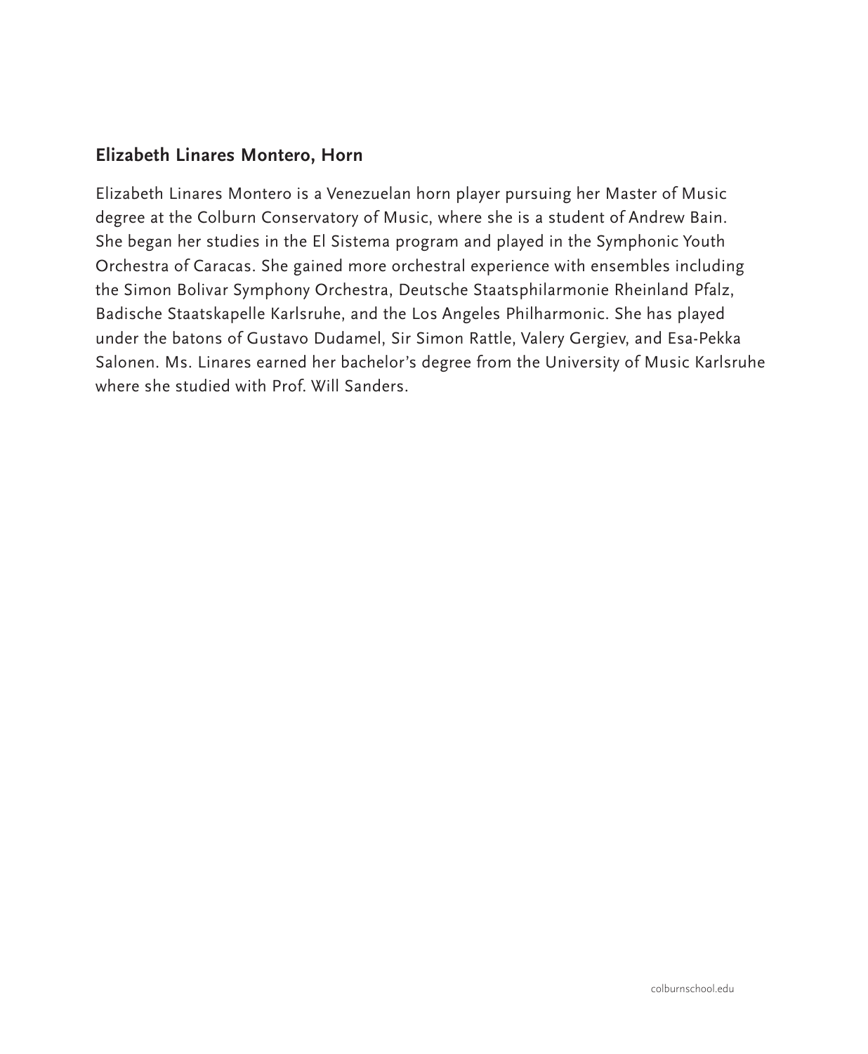## Elizabeth Linares Montero, Horn

Elizabeth Linares Montero is a Venezuelan horn player pursuing her Master of Music degree at the Colburn Conservatory of Music, where she is a student of Andrew Bain. She began her studies in the El Sistema program and played in the Symphonic Youth Orchestra of Caracas. She gained more orchestral experience with ensembles including the Simon Bolivar Symphony Orchestra, Deutsche Staatsphilarmonie Rheinland Pfalz, Badische Staatskapelle Karlsruhe, and the Los Angeles Philharmonic. She has played under the batons of Gustavo Dudamel, Sir Simon Rattle, Valery Gergiev, and Esa-Pekka Salonen. Ms. Linares earned her bachelor's degree from the University of Music Karlsruhe where she studied with Prof. Will Sanders.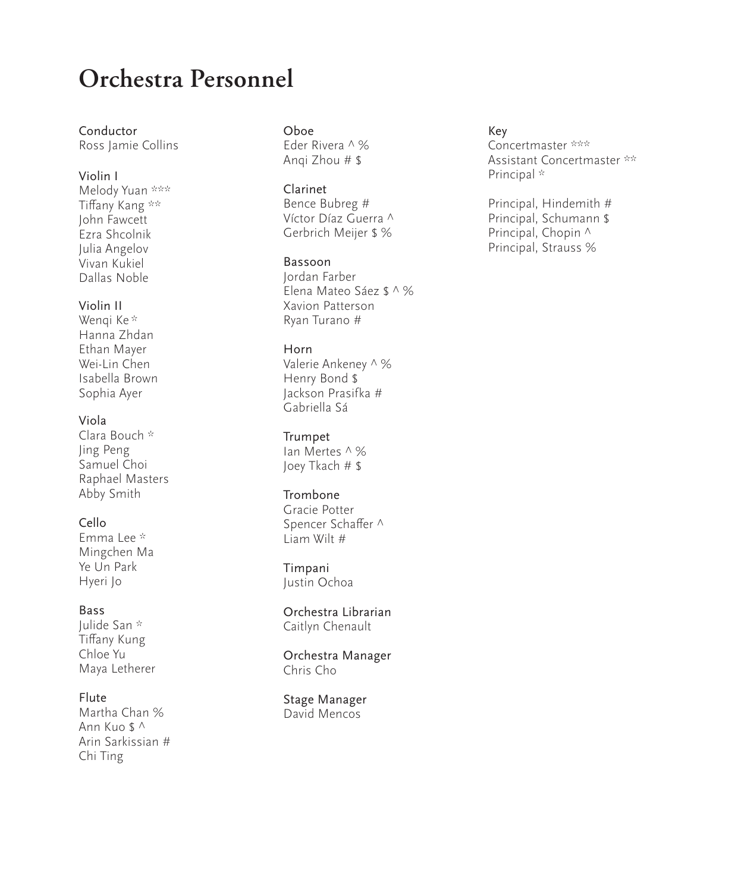# Orchestra Personnel

**Conductor**
Ross Jamie Collins

**Violin I**
Melody Yuan ***
Tiffany Kang **
John Fawcett
Ezra Shcolnik
Julia Angelov
Vivan Kukiel
Dallas Noble

**Violin II**
Wenqi Ke *
Hanna Zhdan
Ethan Mayer
Wei-Lin Chen
Isabella Brown
Sophia Ayer

**Viola**
Clara Bouch *
Jing Peng
Samuel Choi
Raphael Masters
Abby Smith

**Cello**
Emma Lee *
Mingchen Ma
Ye Un Park
Hyeri Jo

**Bass**
Julide San *
Tiffany Kung
Chloe Yu
Maya Letherer

**Flute**
Martha Chan %
Ann Kuo $ ^
Arin Sarkissian #
Chi Ting

**Oboe**
Eder Rivera ^ %
Anqi Zhou # $

**Clarinet**
Bence Bubreg #
Víctor Díaz Guerra ^
Gerbrich Meijer $ %

**Bassoon**
Jordan Farber
Elena Mateo Sáez $ ^ %
Xavion Patterson
Ryan Turano #

**Horn**
Valerie Ankeney ^ %
Henry Bond $
Jackson Prasifka #
Gabriella Sá

**Trumpet**
Ian Mertes ^ %
Joey Tkach # $

**Trombone**
Gracie Potter
Spencer Schaffer ^
Liam Wilt #

**Timpani**
Justin Ochoa

**Orchestra Librarian**
Caitlyn Chenault

**Orchestra Manager**
Chris Cho

**Stage Manager**
David Mencos

**Key**
Concertmaster ***
Assistant Concertmaster **
Principal *

Principal, Hindemith #
Principal, Schumann $
Principal, Chopin ^
Principal, Strauss %